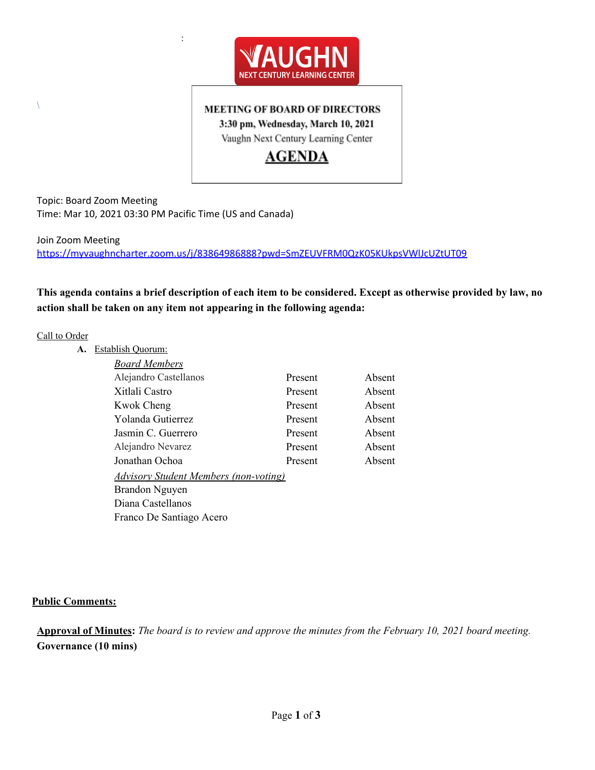# VAUGHN
NEXT CENTURY LEARNING CENTER

**MEETING OF BOARD OF DIRECTORS**
**3:30 pm, Wednesday, March 10, 2021**
Vaughn Next Century Learning Center

## AGENDA

Topic: Board Zoom Meeting
Time: Mar 10, 2021 03:30 PM Pacific Time (US and Canada)

Join Zoom Meeting
https://myvaughncharter.zoom.us/j/83864986888?pwd=SmZEUVFRM0QzK05KUkpsVWlJcUZtUT09

**This agenda contains a brief description of each item to be considered. Except as otherwise provided by law, no action shall be taken on any item not appearing in the following agenda:**

Call to Order

**A.** Establish Quorum:

| *Board Members* | | |
|---|---|---|
| Alejandro Castellanos | Present | Absent |
| Xitlali Castro | Present | Absent |
| Kwok Cheng | Present | Absent |
| Yolanda Gutierrez | Present | Absent |
| Jasmin C. Guerrero | Present | Absent |
| Alejandro Nevarez | Present | Absent |
| Jonathan Ochoa | Present | Absent |

*Advisory Student Members (non-voting)*
Brandon Nguyen
Diana Castellanos
Franco De Santiago Acero

**Public Comments:**

**Approval of Minutes**: *The board is to review and approve the minutes from the February 10, 2021 board meeting.*

**Governance (10 mins)**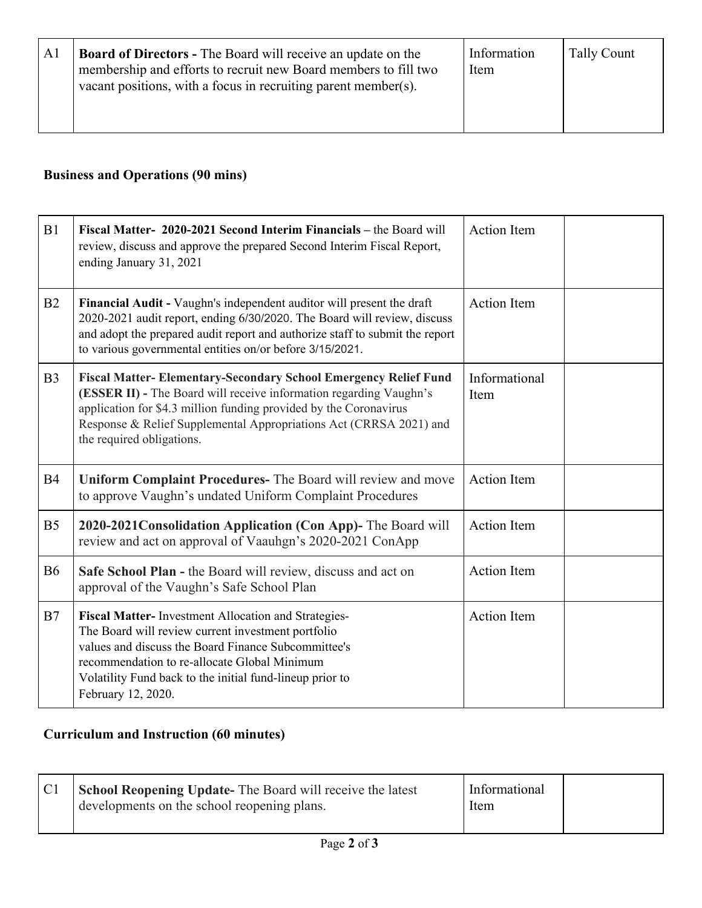| A1 | **Board of Directors -** The Board will receive an update on the membership and efforts to recruit new Board members to fill two vacant positions, with a focus in recruiting parent member(s). | Information Item | Tally Count |
|---|---|---|---|

**Business and Operations (90 mins)**

| B1 | **Fiscal Matter- 2020-2021 Second Interim Financials –** the Board will review, discuss and approve the prepared Second Interim Fiscal Report, ending January 31, 2021 | Action Item | |
|---|---|---|---|
| B2 | **Financial Audit -** Vaughn's independent auditor will present the draft 2020-2021 audit report, ending 6/30/2020. The Board will review, discuss and adopt the prepared audit report and authorize staff to submit the report to various governmental entities on/or before 3/15/2021. | Action Item | |
| B3 | **Fiscal Matter- Elementary-Secondary School Emergency Relief Fund (ESSER II) -** The Board will receive information regarding Vaughn's application for $4.3 million funding provided by the Coronavirus Response & Relief Supplemental Appropriations Act (CRRSA 2021) and the required obligations. | Informational Item | |
| B4 | **Uniform Complaint Procedures-** The Board will review and move to approve Vaughn's undated Uniform Complaint Procedures | Action Item | |
| B5 | **2020-2021Consolidation Application (Con App)-** The Board will review and act on approval of Vaauhgn's 2020-2021 ConApp | Action Item | |
| B6 | **Safe School Plan -** the Board will review, discuss and act on approval of the Vaughn's Safe School Plan | Action Item | |
| B7 | **Fiscal Matter-** Investment Allocation and Strategies- The Board will review current investment portfolio values and discuss the Board Finance Subcommittee's recommendation to re-allocate Global Minimum Volatility Fund back to the initial fund-lineup prior to February 12, 2020. | Action Item | |

**Curriculum and Instruction (60 minutes)**

| C1 | **School Reopening Update-** The Board will receive the latest developments on the school reopening plans. | Informational Item | |
|---|---|---|---|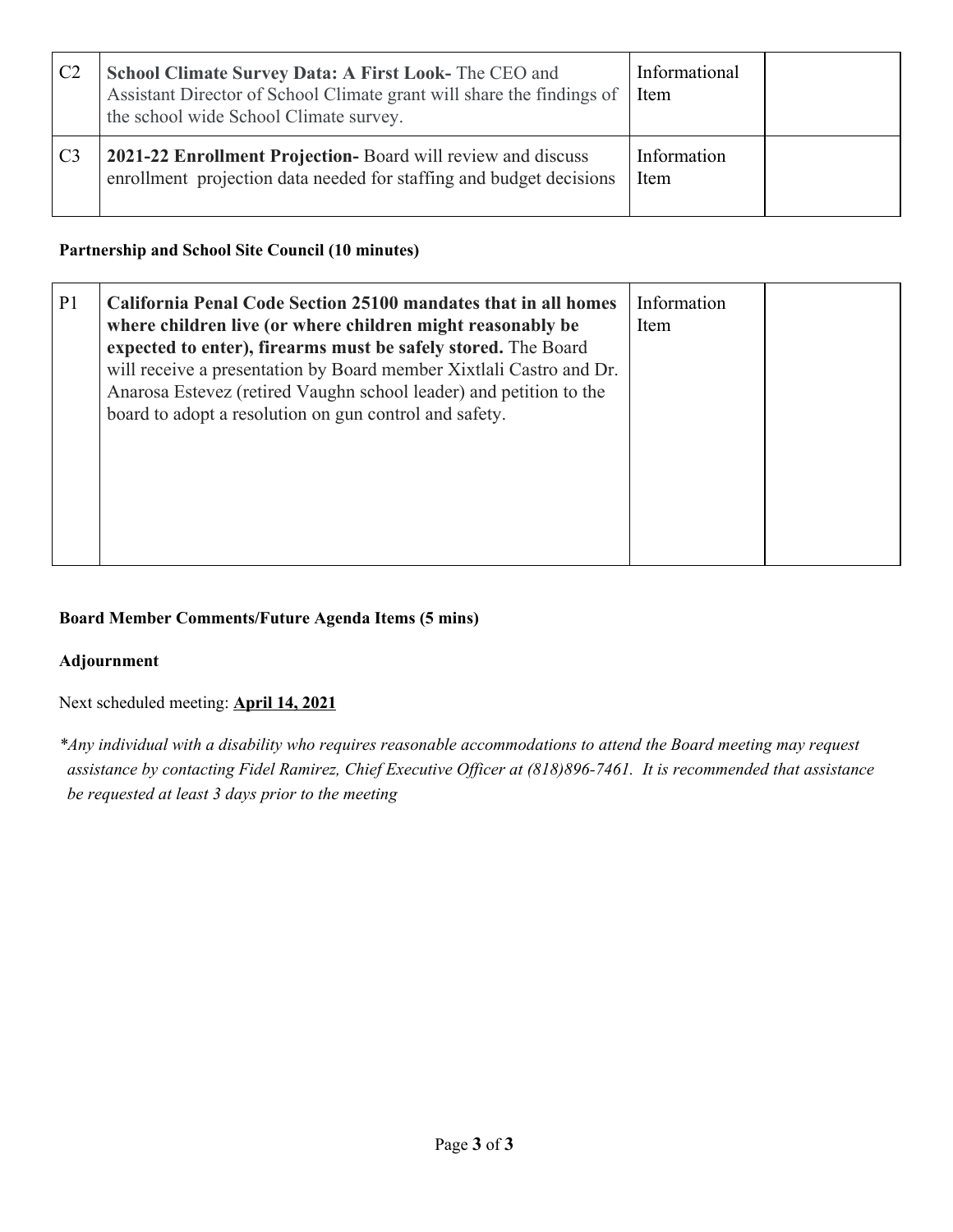| | | | |
|---|---|---|---|
| C2 | **School Climate Survey Data: A First Look-** The CEO and Assistant Director of School Climate grant will share the findings of the school wide School Climate survey. | Informational Item | |
| C3 | **2021-22 Enrollment Projection-** Board will review and discuss enrollment projection data needed for staffing and budget decisions | Information Item | |

**Partnership and School Site Council (10 minutes)**

| | | | |
|---|---|---|---|
| P1 | **California Penal Code Section 25100 mandates that in all homes where children live (or where children might reasonably be expected to enter), firearms must be safely stored.** The Board will receive a presentation by Board member Xixtlali Castro and Dr. Anarosa Estevez (retired Vaughn school leader) and petition to the board to adopt a resolution on gun control and safety. | Information Item | |

**Board Member Comments/Future Agenda Items (5 mins)**

**Adjournment**

Next scheduled meeting: **April 14, 2021**

*\*Any individual with a disability who requires reasonable accommodations to attend the Board meeting may request assistance by contacting Fidel Ramirez, Chief Executive Officer at (818)896-7461. It is recommended that assistance be requested at least 3 days prior to the meeting*